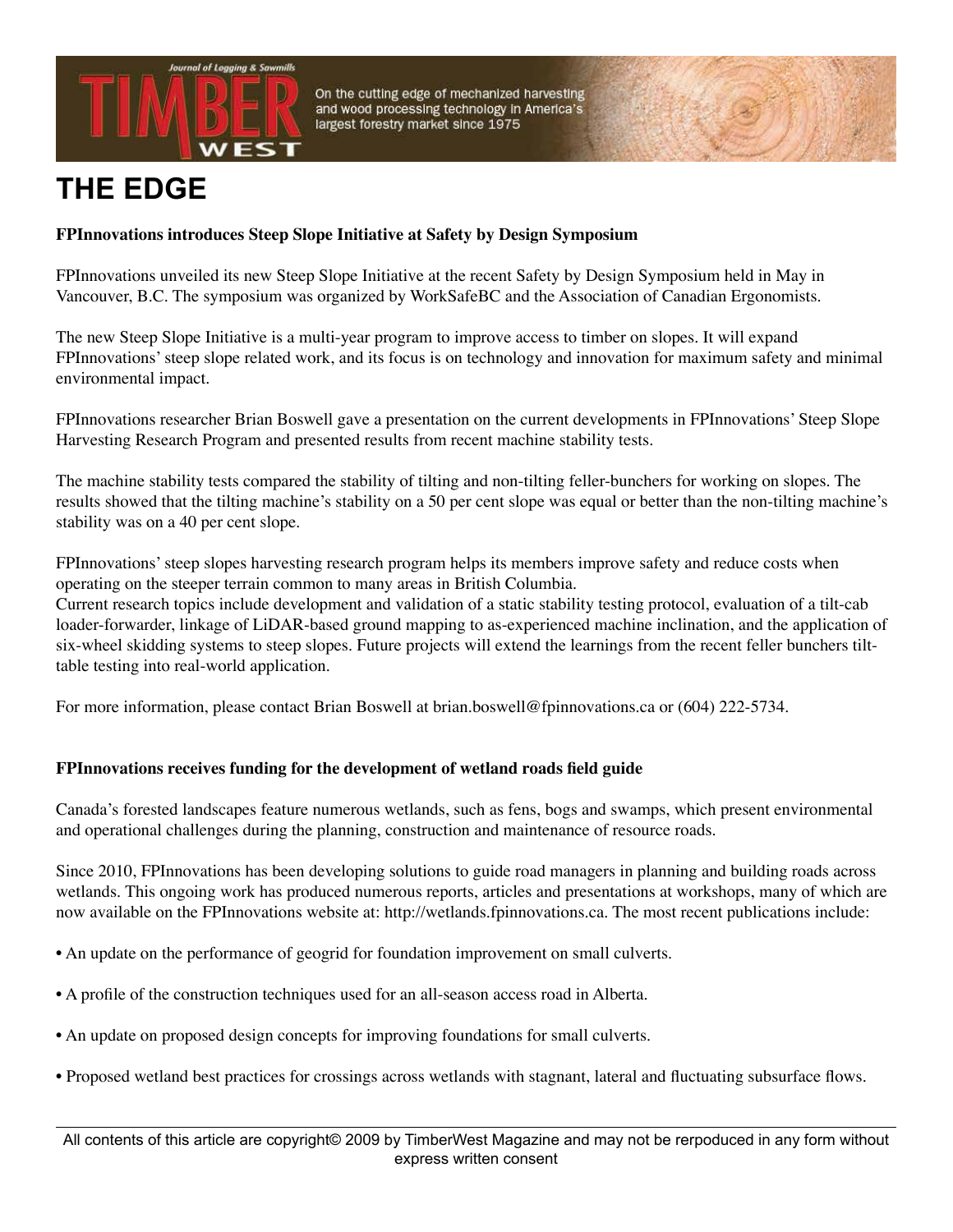# THE EDGE

**FPInnovations introduces Steep Slope Initiative at Safety by Design Symposium**

FPInnovations unveiled its new Steep Slope Initiative at the recent Safety by Design Symposium held in May in Vancouver, B.C. The symposium was organized by WorkSafeBC and the Association of Canadian Ergonomists.

The new Steep Slope Initiative is a multi-year program to improve access to timber on slopes. It will expand FPInnovations' steep slope related work, and its focus is on technology and innovation for maximum safety and minimal environmental impact.

FPInnovations researcher Brian Boswell gave a presentation on the current developments in FPInnovations' Steep Slope Harvesting Research Program and presented results from recent machine stability tests.

The machine stability tests compared the stability of tilting and non-tilting feller-bunchers for working on slopes. The results showed that the tilting machine's stability on a 50 per cent slope was equal or better than the non-tilting machine's stability was on a 40 per cent slope.

FPInnovations' steep slopes harvesting research program helps its members improve safety and reduce costs when operating on the steeper terrain common to many areas in British Columbia.
Current research topics include development and validation of a static stability testing protocol, evaluation of a tilt-cab loader-forwarder, linkage of LiDAR-based ground mapping to as-experienced machine inclination, and the application of six-wheel skidding systems to steep slopes. Future projects will extend the learnings from the recent feller bunchers tilt-table testing into real-world application.

For more information, please contact Brian Boswell at brian.boswell@fpinnovations.ca or (604) 222-5734.

**FPInnovations receives funding for the development of wetland roads field guide**

Canada's forested landscapes feature numerous wetlands, such as fens, bogs and swamps, which present environmental and operational challenges during the planning, construction and maintenance of resource roads.

Since 2010, FPInnovations has been developing solutions to guide road managers in planning and building roads across wetlands. This ongoing work has produced numerous reports, articles and presentations at workshops, many of which are now available on the FPInnovations website at: http://wetlands.fpinnovations.ca. The most recent publications include:

- An update on the performance of geogrid for foundation improvement on small culverts.
- A profile of the construction techniques used for an all-season access road in Alberta.
- An update on proposed design concepts for improving foundations for small culverts.
- Proposed wetland best practices for crossings across wetlands with stagnant, lateral and fluctuating subsurface flows.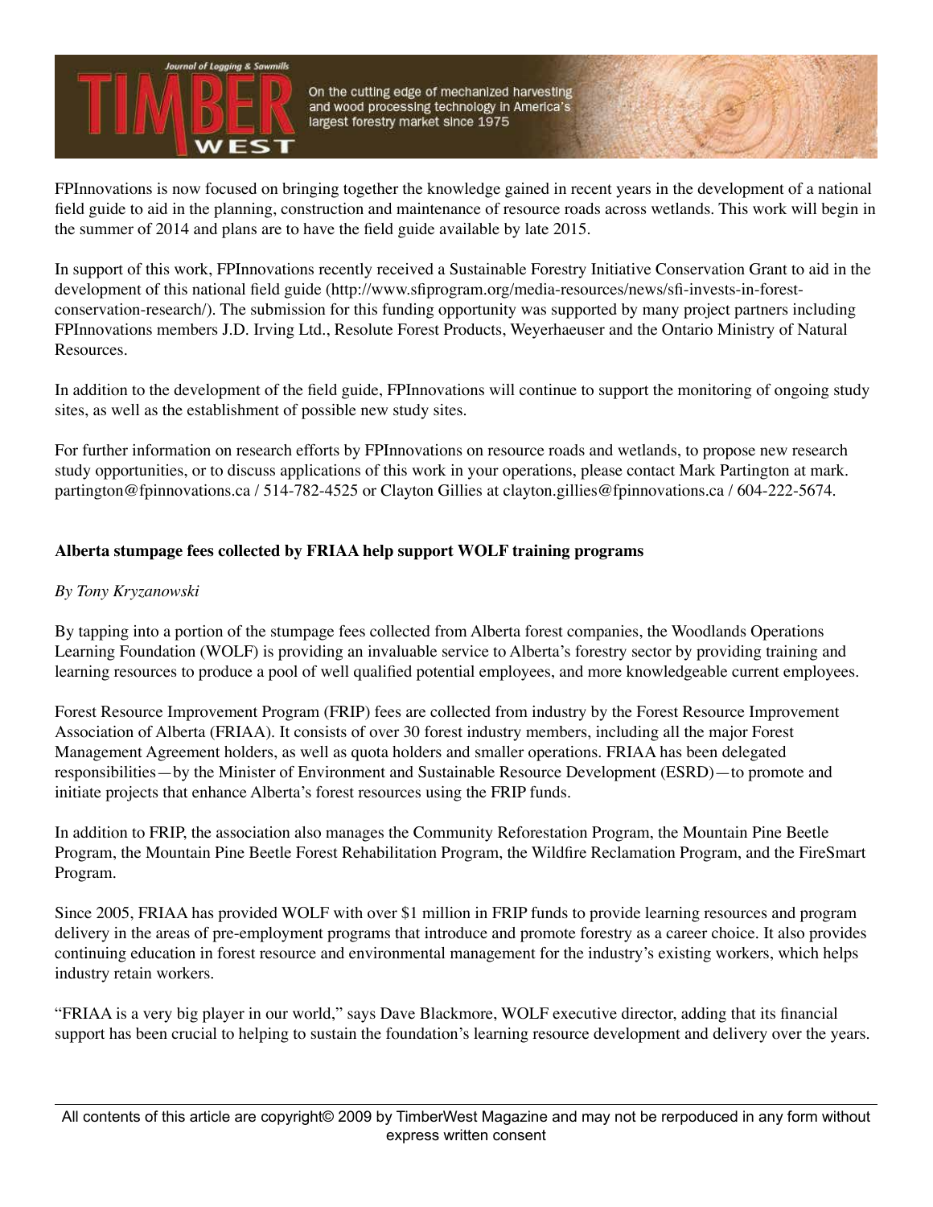FPInnovations is now focused on bringing together the knowledge gained in recent years in the development of a national field guide to aid in the planning, construction and maintenance of resource roads across wetlands. This work will begin in the summer of 2014 and plans are to have the field guide available by late 2015.

In support of this work, FPInnovations recently received a Sustainable Forestry Initiative Conservation Grant to aid in the development of this national field guide (http://www.sfiprogram.org/media-resources/news/sfi-invests-in-forest-conservation-research/). The submission for this funding opportunity was supported by many project partners including FPInnovations members J.D. Irving Ltd., Resolute Forest Products, Weyerhaeuser and the Ontario Ministry of Natural Resources.

In addition to the development of the field guide, FPInnovations will continue to support the monitoring of ongoing study sites, as well as the establishment of possible new study sites.

For further information on research efforts by FPInnovations on resource roads and wetlands, to propose new research study opportunities, or to discuss applications of this work in your operations, please contact Mark Partington at mark.partington@fpinnovations.ca / 514-782-4525 or Clayton Gillies at clayton.gillies@fpinnovations.ca / 604-222-5674.

**Alberta stumpage fees collected by FRIAA help support WOLF training programs**

*By Tony Kryzanowski*

By tapping into a portion of the stumpage fees collected from Alberta forest companies, the Woodlands Operations Learning Foundation (WOLF) is providing an invaluable service to Alberta's forestry sector by providing training and learning resources to produce a pool of well qualified potential employees, and more knowledgeable current employees.

Forest Resource Improvement Program (FRIP) fees are collected from industry by the Forest Resource Improvement Association of Alberta (FRIAA). It consists of over 30 forest industry members, including all the major Forest Management Agreement holders, as well as quota holders and smaller operations. FRIAA has been delegated responsibilities—by the Minister of Environment and Sustainable Resource Development (ESRD)—to promote and initiate projects that enhance Alberta's forest resources using the FRIP funds.

In addition to FRIP, the association also manages the Community Reforestation Program, the Mountain Pine Beetle Program, the Mountain Pine Beetle Forest Rehabilitation Program, the Wildfire Reclamation Program, and the FireSmart Program.

Since 2005, FRIAA has provided WOLF with over $1 million in FRIP funds to provide learning resources and program delivery in the areas of pre-employment programs that introduce and promote forestry as a career choice. It also provides continuing education in forest resource and environmental management for the industry's existing workers, which helps industry retain workers.

"FRIAA is a very big player in our world," says Dave Blackmore, WOLF executive director, adding that its financial support has been crucial to helping to sustain the foundation's learning resource development and delivery over the years.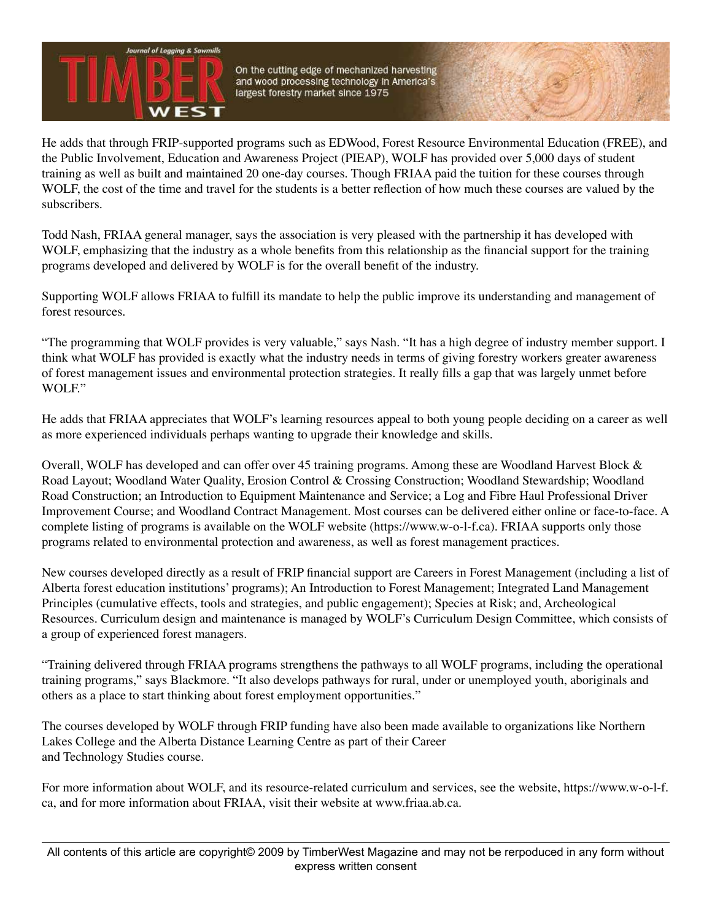He adds that through FRIP-supported programs such as EDWood, Forest Resource Environmental Education (FREE), and the Public Involvement, Education and Awareness Project (PIEAP), WOLF has provided over 5,000 days of student training as well as built and maintained 20 one-day courses. Though FRIAA paid the tuition for these courses through WOLF, the cost of the time and travel for the students is a better reflection of how much these courses are valued by the subscribers.

Todd Nash, FRIAA general manager, says the association is very pleased with the partnership it has developed with WOLF, emphasizing that the industry as a whole benefits from this relationship as the financial support for the training programs developed and delivered by WOLF is for the overall benefit of the industry.

Supporting WOLF allows FRIAA to fulfill its mandate to help the public improve its understanding and management of forest resources.

"The programming that WOLF provides is very valuable," says Nash. "It has a high degree of industry member support. I think what WOLF has provided is exactly what the industry needs in terms of giving forestry workers greater awareness of forest management issues and environmental protection strategies. It really fills a gap that was largely unmet before WOLF."

He adds that FRIAA appreciates that WOLF's learning resources appeal to both young people deciding on a career as well as more experienced individuals perhaps wanting to upgrade their knowledge and skills.

Overall, WOLF has developed and can offer over 45 training programs. Among these are Woodland Harvest Block & Road Layout; Woodland Water Quality, Erosion Control & Crossing Construction; Woodland Stewardship; Woodland Road Construction; an Introduction to Equipment Maintenance and Service; a Log and Fibre Haul Professional Driver Improvement Course; and Woodland Contract Management. Most courses can be delivered either online or face-to-face. A complete listing of programs is available on the WOLF website (https://www.w-o-l-f.ca). FRIAA supports only those programs related to environmental protection and awareness, as well as forest management practices.

New courses developed directly as a result of FRIP financial support are Careers in Forest Management (including a list of Alberta forest education institutions' programs); An Introduction to Forest Management; Integrated Land Management Principles (cumulative effects, tools and strategies, and public engagement); Species at Risk; and, Archeological Resources. Curriculum design and maintenance is managed by WOLF's Curriculum Design Committee, which consists of a group of experienced forest managers.

"Training delivered through FRIAA programs strengthens the pathways to all WOLF programs, including the operational training programs," says Blackmore. "It also develops pathways for rural, under or unemployed youth, aboriginals and others as a place to start thinking about forest employment opportunities."

The courses developed by WOLF through FRIP funding have also been made available to organizations like Northern Lakes College and the Alberta Distance Learning Centre as part of their Career and Technology Studies course.

For more information about WOLF, and its resource-related curriculum and services, see the website, https://www.w-o-l-f.ca, and for more information about FRIAA, visit their website at www.friaa.ab.ca.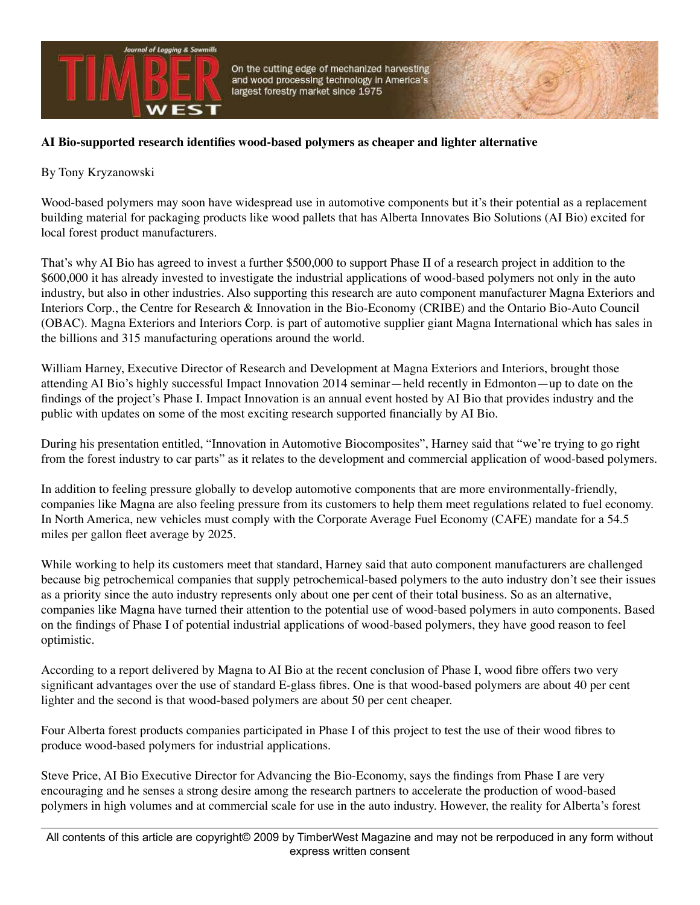**AI Bio-supported research identifies wood-based polymers as cheaper and lighter alternative**

By Tony Kryzanowski

Wood-based polymers may soon have widespread use in automotive components but it's their potential as a replacement building material for packaging products like wood pallets that has Alberta Innovates Bio Solutions (AI Bio) excited for local forest product manufacturers.

That's why AI Bio has agreed to invest a further $500,000 to support Phase II of a research project in addition to the $600,000 it has already invested to investigate the industrial applications of wood-based polymers not only in the auto industry, but also in other industries. Also supporting this research are auto component manufacturer Magna Exteriors and Interiors Corp., the Centre for Research & Innovation in the Bio-Economy (CRIBE) and the Ontario Bio-Auto Council (OBAC). Magna Exteriors and Interiors Corp. is part of automotive supplier giant Magna International which has sales in the billions and 315 manufacturing operations around the world.

William Harney, Executive Director of Research and Development at Magna Exteriors and Interiors, brought those attending AI Bio's highly successful Impact Innovation 2014 seminar—held recently in Edmonton—up to date on the findings of the project's Phase I. Impact Innovation is an annual event hosted by AI Bio that provides industry and the public with updates on some of the most exciting research supported financially by AI Bio.

During his presentation entitled, "Innovation in Automotive Biocomposites", Harney said that "we're trying to go right from the forest industry to car parts" as it relates to the development and commercial application of wood-based polymers.

In addition to feeling pressure globally to develop automotive components that are more environmentally-friendly, companies like Magna are also feeling pressure from its customers to help them meet regulations related to fuel economy. In North America, new vehicles must comply with the Corporate Average Fuel Economy (CAFE) mandate for a 54.5 miles per gallon fleet average by 2025.

While working to help its customers meet that standard, Harney said that auto component manufacturers are challenged because big petrochemical companies that supply petrochemical-based polymers to the auto industry don't see their issues as a priority since the auto industry represents only about one per cent of their total business. So as an alternative, companies like Magna have turned their attention to the potential use of wood-based polymers in auto components. Based on the findings of Phase I of potential industrial applications of wood-based polymers, they have good reason to feel optimistic.

According to a report delivered by Magna to AI Bio at the recent conclusion of Phase I, wood fibre offers two very significant advantages over the use of standard E-glass fibres. One is that wood-based polymers are about 40 per cent lighter and the second is that wood-based polymers are about 50 per cent cheaper.

Four Alberta forest products companies participated in Phase I of this project to test the use of their wood fibres to produce wood-based polymers for industrial applications.

Steve Price, AI Bio Executive Director for Advancing the Bio-Economy, says the findings from Phase I are very encouraging and he senses a strong desire among the research partners to accelerate the production of wood-based polymers in high volumes and at commercial scale for use in the auto industry. However, the reality for Alberta's forest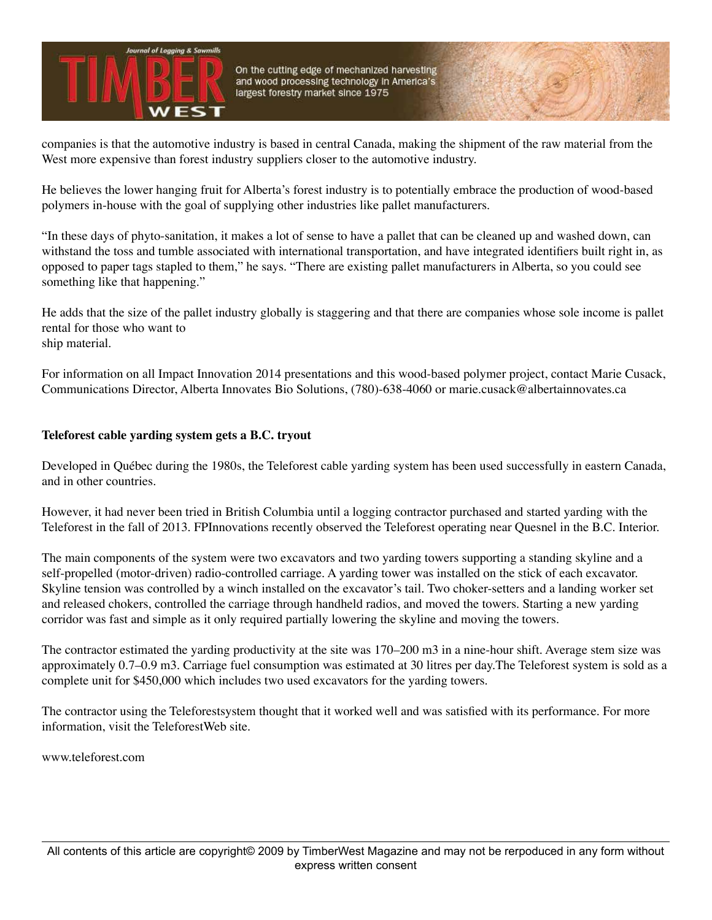companies is that the automotive industry is based in central Canada, making the shipment of the raw material from the West more expensive than forest industry suppliers closer to the automotive industry.

He believes the lower hanging fruit for Alberta's forest industry is to potentially embrace the production of wood-based polymers in-house with the goal of supplying other industries like pallet manufacturers.

"In these days of phyto-sanitation, it makes a lot of sense to have a pallet that can be cleaned up and washed down, can withstand the toss and tumble associated with international transportation, and have integrated identifiers built right in, as opposed to paper tags stapled to them," he says. "There are existing pallet manufacturers in Alberta, so you could see something like that happening."

He adds that the size of the pallet industry globally is staggering and that there are companies whose sole income is pallet rental for those who want to
ship material.

For information on all Impact Innovation 2014 presentations and this wood-based polymer project, contact Marie Cusack, Communications Director, Alberta Innovates Bio Solutions, (780)-638-4060 or marie.cusack@albertainnovates.ca

**Teleforest cable yarding system gets a B.C. tryout**

Developed in Québec during the 1980s, the Teleforest cable yarding system has been used successfully in eastern Canada, and in other countries.

However, it had never been tried in British Columbia until a logging contractor purchased and started yarding with the Teleforest in the fall of 2013. FPInnovations recently observed the Teleforest operating near Quesnel in the B.C. Interior.

The main components of the system were two excavators and two yarding towers supporting a standing skyline and a self-propelled (motor-driven) radio-controlled carriage. A yarding tower was installed on the stick of each excavator. Skyline tension was controlled by a winch installed on the excavator's tail. Two choker-setters and a landing worker set and released chokers, controlled the carriage through handheld radios, and moved the towers. Starting a new yarding corridor was fast and simple as it only required partially lowering the skyline and moving the towers.

The contractor estimated the yarding productivity at the site was 170–200 m3 in a nine-hour shift. Average stem size was approximately 0.7–0.9 m3. Carriage fuel consumption was estimated at 30 litres per day.The Teleforest system is sold as a complete unit for $450,000 which includes two used excavators for the yarding towers.

The contractor using the Teleforestsystem thought that it worked well and was satisfied with its performance. For more information, visit the TeleforestWeb site.

www.teleforest.com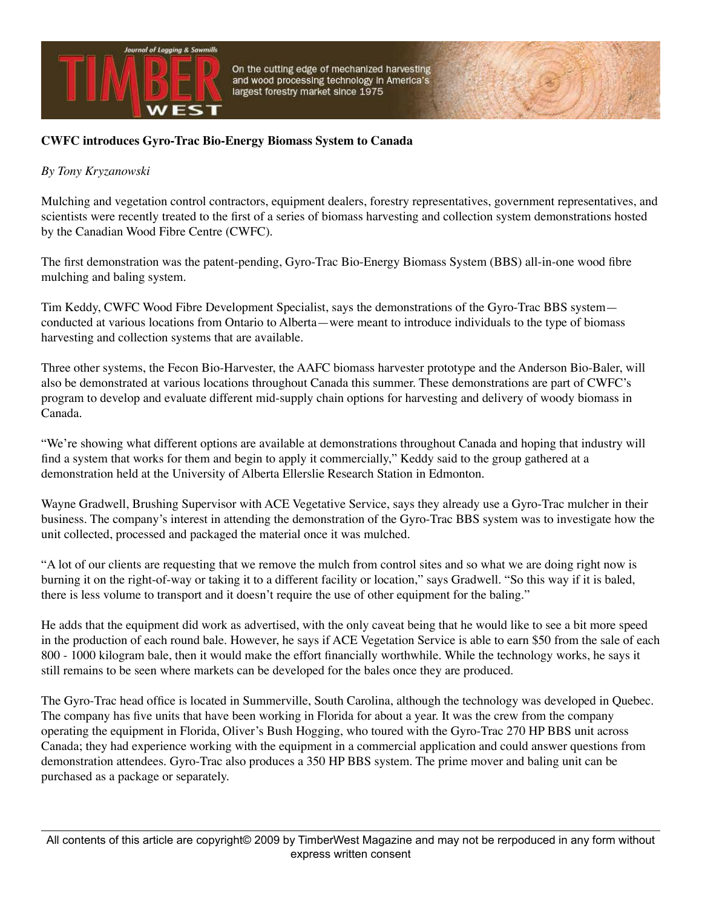**CWFC introduces Gyro-Trac Bio-Energy Biomass System to Canada**

*By Tony Kryzanowski*

Mulching and vegetation control contractors, equipment dealers, forestry representatives, government representatives, and scientists were recently treated to the first of a series of biomass harvesting and collection system demonstrations hosted by the Canadian Wood Fibre Centre (CWFC).

The first demonstration was the patent-pending, Gyro-Trac Bio-Energy Biomass System (BBS) all-in-one wood fibre mulching and baling system.

Tim Keddy, CWFC Wood Fibre Development Specialist, says the demonstrations of the Gyro-Trac BBS system—conducted at various locations from Ontario to Alberta—were meant to introduce individuals to the type of biomass harvesting and collection systems that are available.

Three other systems, the Fecon Bio-Harvester, the AAFC biomass harvester prototype and the Anderson Bio-Baler, will also be demonstrated at various locations throughout Canada this summer. These demonstrations are part of CWFC's program to develop and evaluate different mid-supply chain options for harvesting and delivery of woody biomass in Canada.

"We're showing what different options are available at demonstrations throughout Canada and hoping that industry will find a system that works for them and begin to apply it commercially," Keddy said to the group gathered at a demonstration held at the University of Alberta Ellerslie Research Station in Edmonton.

Wayne Gradwell, Brushing Supervisor with ACE Vegetative Service, says they already use a Gyro-Trac mulcher in their business. The company's interest in attending the demonstration of the Gyro-Trac BBS system was to investigate how the unit collected, processed and packaged the material once it was mulched.

"A lot of our clients are requesting that we remove the mulch from control sites and so what we are doing right now is burning it on the right-of-way or taking it to a different facility or location," says Gradwell. "So this way if it is baled, there is less volume to transport and it doesn't require the use of other equipment for the baling."

He adds that the equipment did work as advertised, with the only caveat being that he would like to see a bit more speed in the production of each round bale. However, he says if ACE Vegetation Service is able to earn $50 from the sale of each 800 - 1000 kilogram bale, then it would make the effort financially worthwhile. While the technology works, he says it still remains to be seen where markets can be developed for the bales once they are produced.

The Gyro-Trac head office is located in Summerville, South Carolina, although the technology was developed in Quebec. The company has five units that have been working in Florida for about a year. It was the crew from the company operating the equipment in Florida, Oliver's Bush Hogging, who toured with the Gyro-Trac 270 HP BBS unit across Canada; they had experience working with the equipment in a commercial application and could answer questions from demonstration attendees. Gyro-Trac also produces a 350 HP BBS system. The prime mover and baling unit can be purchased as a package or separately.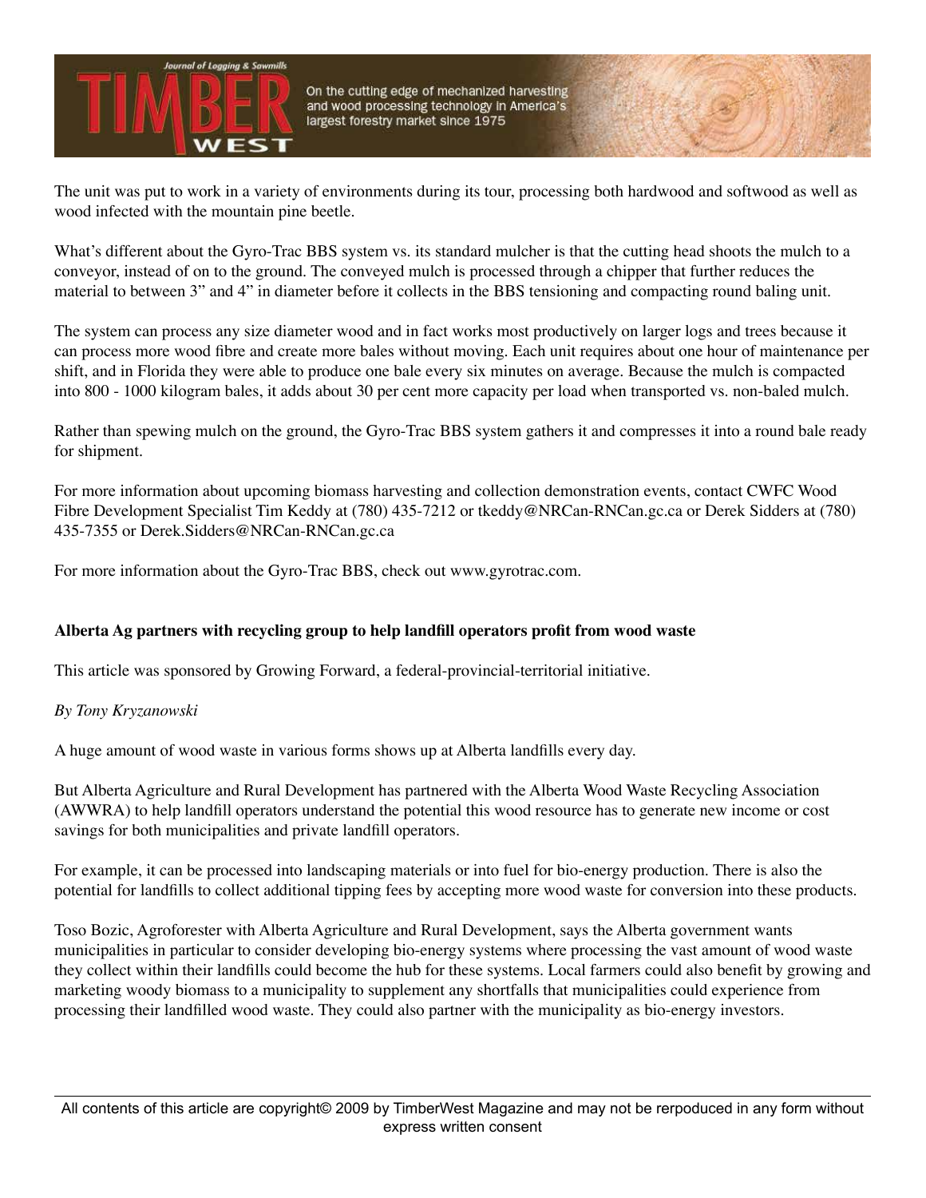The unit was put to work in a variety of environments during its tour, processing both hardwood and softwood as well as wood infected with the mountain pine beetle.

What's different about the Gyro-Trac BBS system vs. its standard mulcher is that the cutting head shoots the mulch to a conveyor, instead of on to the ground. The conveyed mulch is processed through a chipper that further reduces the material to between 3" and 4" in diameter before it collects in the BBS tensioning and compacting round baling unit.

The system can process any size diameter wood and in fact works most productively on larger logs and trees because it can process more wood fibre and create more bales without moving. Each unit requires about one hour of maintenance per shift, and in Florida they were able to produce one bale every six minutes on average. Because the mulch is compacted into 800 - 1000 kilogram bales, it adds about 30 per cent more capacity per load when transported vs. non-baled mulch.

Rather than spewing mulch on the ground, the Gyro-Trac BBS system gathers it and compresses it into a round bale ready for shipment.

For more information about upcoming biomass harvesting and collection demonstration events, contact CWFC Wood Fibre Development Specialist Tim Keddy at (780) 435-7212 or tkeddy@NRCan-RNCan.gc.ca or Derek Sidders at (780) 435-7355 or Derek.Sidders@NRCan-RNCan.gc.ca

For more information about the Gyro-Trac BBS, check out www.gyrotrac.com.

**Alberta Ag partners with recycling group to help landfill operators profit from wood waste**

This article was sponsored by Growing Forward, a federal-provincial-territorial initiative.

*By Tony Kryzanowski*

A huge amount of wood waste in various forms shows up at Alberta landfills every day.

But Alberta Agriculture and Rural Development has partnered with the Alberta Wood Waste Recycling Association (AWWRA) to help landfill operators understand the potential this wood resource has to generate new income or cost savings for both municipalities and private landfill operators.

For example, it can be processed into landscaping materials or into fuel for bio-energy production. There is also the potential for landfills to collect additional tipping fees by accepting more wood waste for conversion into these products.

Toso Bozic, Agroforester with Alberta Agriculture and Rural Development, says the Alberta government wants municipalities in particular to consider developing bio-energy systems where processing the vast amount of wood waste they collect within their landfills could become the hub for these systems. Local farmers could also benefit by growing and marketing woody biomass to a municipality to supplement any shortfalls that municipalities could experience from processing their landfilled wood waste. They could also partner with the municipality as bio-energy investors.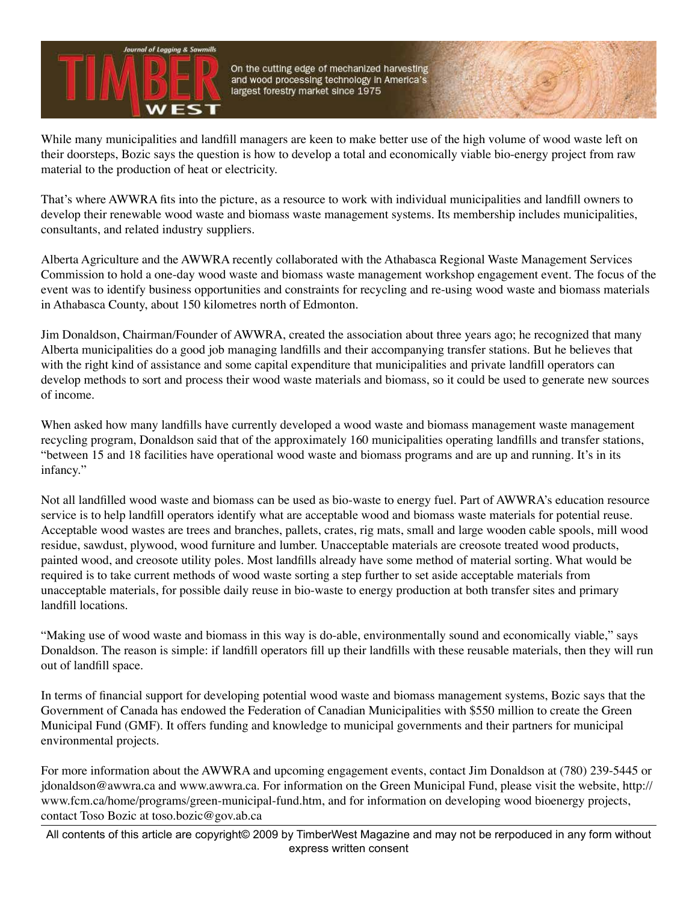While many municipalities and landfill managers are keen to make better use of the high volume of wood waste left on their doorsteps, Bozic says the question is how to develop a total and economically viable bio-energy project from raw material to the production of heat or electricity.

That's where AWWRA fits into the picture, as a resource to work with individual municipalities and landfill owners to develop their renewable wood waste and biomass waste management systems. Its membership includes municipalities, consultants, and related industry suppliers.

Alberta Agriculture and the AWWRA recently collaborated with the Athabasca Regional Waste Management Services Commission to hold a one-day wood waste and biomass waste management workshop engagement event. The focus of the event was to identify business opportunities and constraints for recycling and re-using wood waste and biomass materials in Athabasca County, about 150 kilometres north of Edmonton.

Jim Donaldson, Chairman/Founder of AWWRA, created the association about three years ago; he recognized that many Alberta municipalities do a good job managing landfills and their accompanying transfer stations. But he believes that with the right kind of assistance and some capital expenditure that municipalities and private landfill operators can develop methods to sort and process their wood waste materials and biomass, so it could be used to generate new sources of income.

When asked how many landfills have currently developed a wood waste and biomass management waste management recycling program, Donaldson said that of the approximately 160 municipalities operating landfills and transfer stations, "between 15 and 18 facilities have operational wood waste and biomass programs and are up and running. It's in its infancy."

Not all landfilled wood waste and biomass can be used as bio-waste to energy fuel. Part of AWWRA's education resource service is to help landfill operators identify what are acceptable wood and biomass waste materials for potential reuse. Acceptable wood wastes are trees and branches, pallets, crates, rig mats, small and large wooden cable spools, mill wood residue, sawdust, plywood, wood furniture and lumber. Unacceptable materials are creosote treated wood products, painted wood, and creosote utility poles. Most landfills already have some method of material sorting. What would be required is to take current methods of wood waste sorting a step further to set aside acceptable materials from unacceptable materials, for possible daily reuse in bio-waste to energy production at both transfer sites and primary landfill locations.

"Making use of wood waste and biomass in this way is do-able, environmentally sound and economically viable," says Donaldson. The reason is simple: if landfill operators fill up their landfills with these reusable materials, then they will run out of landfill space.

In terms of financial support for developing potential wood waste and biomass management systems, Bozic says that the Government of Canada has endowed the Federation of Canadian Municipalities with $550 million to create the Green Municipal Fund (GMF). It offers funding and knowledge to municipal governments and their partners for municipal environmental projects.

For more information about the AWWRA and upcoming engagement events, contact Jim Donaldson at (780) 239-5445 or jdonaldson@awwra.ca and www.awwra.ca. For information on the Green Municipal Fund, please visit the website, http://www.fcm.ca/home/programs/green-municipal-fund.htm, and for information on developing wood bioenergy projects, contact Toso Bozic at toso.bozic@gov.ab.ca

All contents of this article are copyright© 2009 by TimberWest Magazine and may not be rerpoduced in any form without express written consent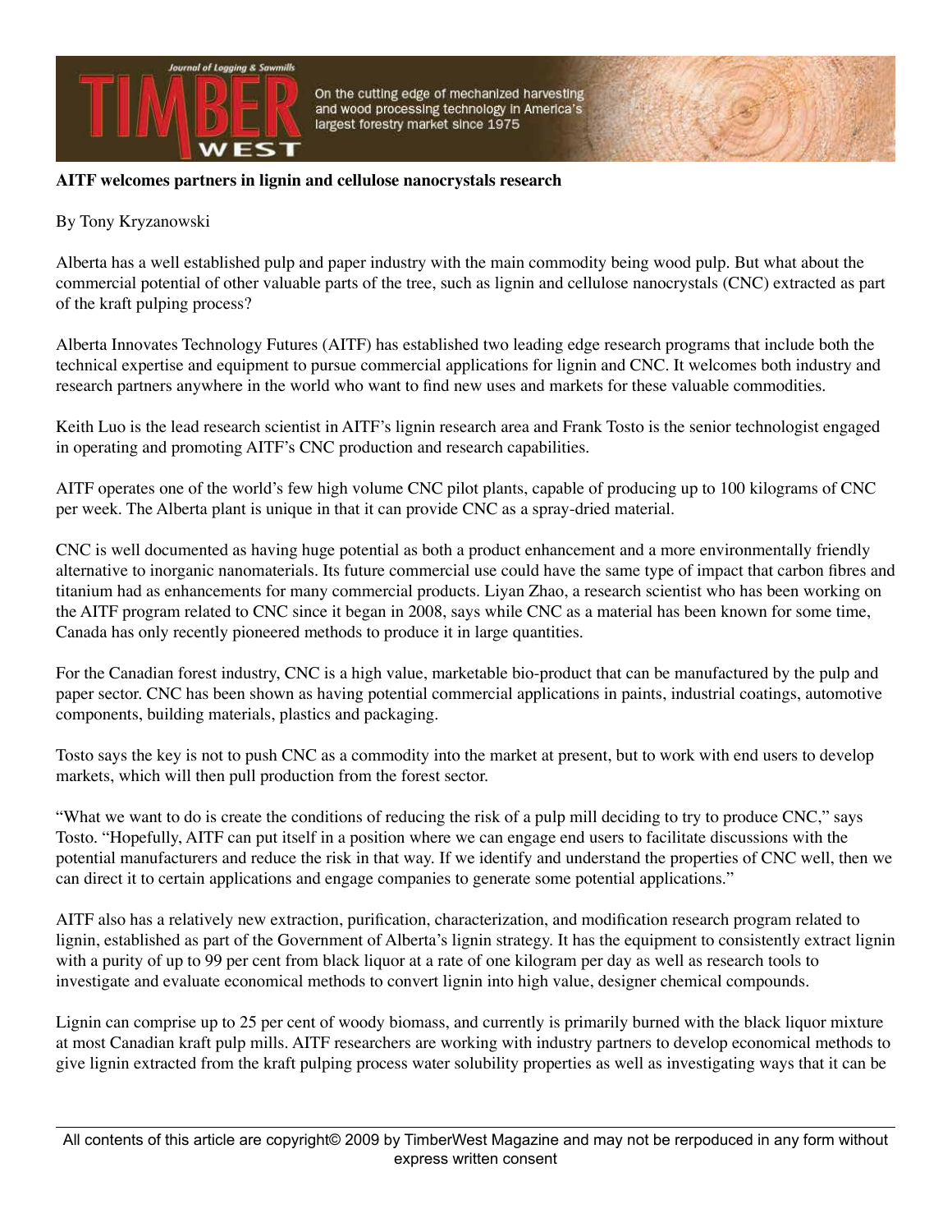**AITF welcomes partners in lignin and cellulose nanocrystals research**

By Tony Kryzanowski

Alberta has a well established pulp and paper industry with the main commodity being wood pulp. But what about the commercial potential of other valuable parts of the tree, such as lignin and cellulose nanocrystals (CNC) extracted as part of the kraft pulping process?

Alberta Innovates Technology Futures (AITF) has established two leading edge research programs that include both the technical expertise and equipment to pursue commercial applications for lignin and CNC. It welcomes both industry and research partners anywhere in the world who want to find new uses and markets for these valuable commodities.

Keith Luo is the lead research scientist in AITF's lignin research area and Frank Tosto is the senior technologist engaged in operating and promoting AITF's CNC production and research capabilities.

AITF operates one of the world's few high volume CNC pilot plants, capable of producing up to 100 kilograms of CNC per week. The Alberta plant is unique in that it can provide CNC as a spray-dried material.

CNC is well documented as having huge potential as both a product enhancement and a more environmentally friendly alternative to inorganic nanomaterials. Its future commercial use could have the same type of impact that carbon fibres and titanium had as enhancements for many commercial products. Liyan Zhao, a research scientist who has been working on the AITF program related to CNC since it began in 2008, says while CNC as a material has been known for some time, Canada has only recently pioneered methods to produce it in large quantities.

For the Canadian forest industry, CNC is a high value, marketable bio-product that can be manufactured by the pulp and paper sector. CNC has been shown as having potential commercial applications in paints, industrial coatings, automotive components, building materials, plastics and packaging.

Tosto says the key is not to push CNC as a commodity into the market at present, but to work with end users to develop markets, which will then pull production from the forest sector.

"What we want to do is create the conditions of reducing the risk of a pulp mill deciding to try to produce CNC," says Tosto. "Hopefully, AITF can put itself in a position where we can engage end users to facilitate discussions with the potential manufacturers and reduce the risk in that way. If we identify and understand the properties of CNC well, then we can direct it to certain applications and engage companies to generate some potential applications."

AITF also has a relatively new extraction, purification, characterization, and modification research program related to lignin, established as part of the Government of Alberta's lignin strategy. It has the equipment to consistently extract lignin with a purity of up to 99 per cent from black liquor at a rate of one kilogram per day as well as research tools to investigate and evaluate economical methods to convert lignin into high value, designer chemical compounds.

Lignin can comprise up to 25 per cent of woody biomass, and currently is primarily burned with the black liquor mixture at most Canadian kraft pulp mills. AITF researchers are working with industry partners to develop economical methods to give lignin extracted from the kraft pulping process water solubility properties as well as investigating ways that it can be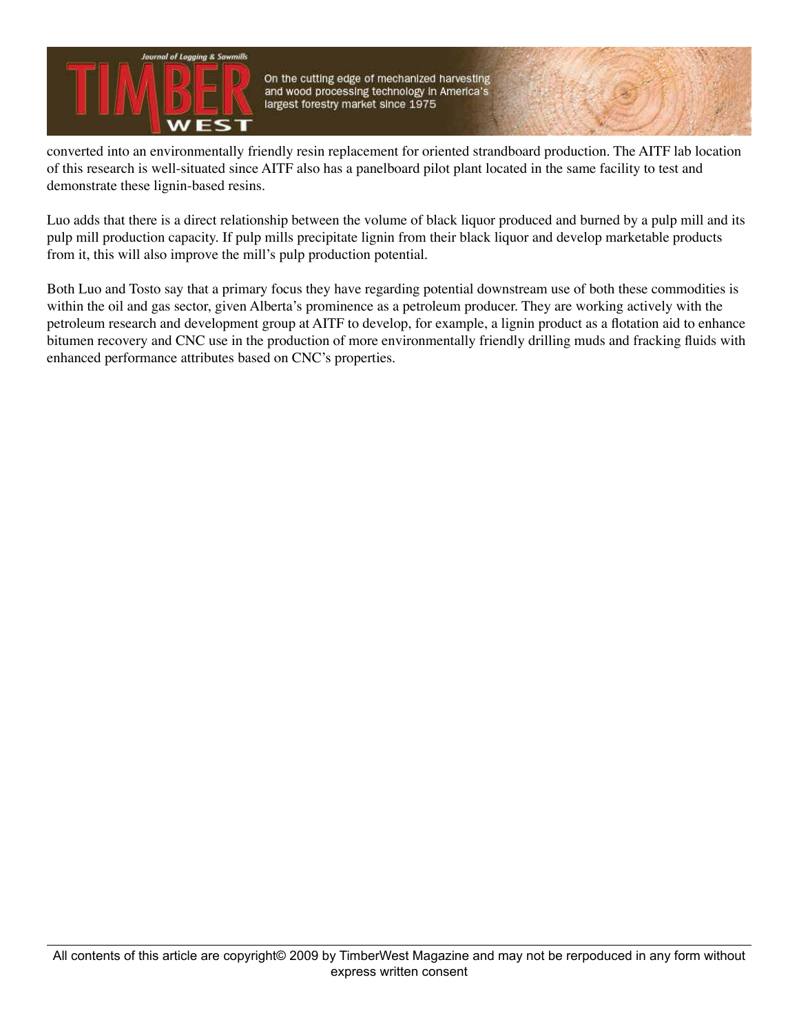converted into an environmentally friendly resin replacement for oriented strandboard production. The AITF lab location of this research is well-situated since AITF also has a panelboard pilot plant located in the same facility to test and demonstrate these lignin-based resins.

Luo adds that there is a direct relationship between the volume of black liquor produced and burned by a pulp mill and its pulp mill production capacity. If pulp mills precipitate lignin from their black liquor and develop marketable products from it, this will also improve the mill's pulp production potential.

Both Luo and Tosto say that a primary focus they have regarding potential downstream use of both these commodities is within the oil and gas sector, given Alberta's prominence as a petroleum producer. They are working actively with the petroleum research and development group at AITF to develop, for example, a lignin product as a flotation aid to enhance bitumen recovery and CNC use in the production of more environmentally friendly drilling muds and fracking fluids with enhanced performance attributes based on CNC's properties.